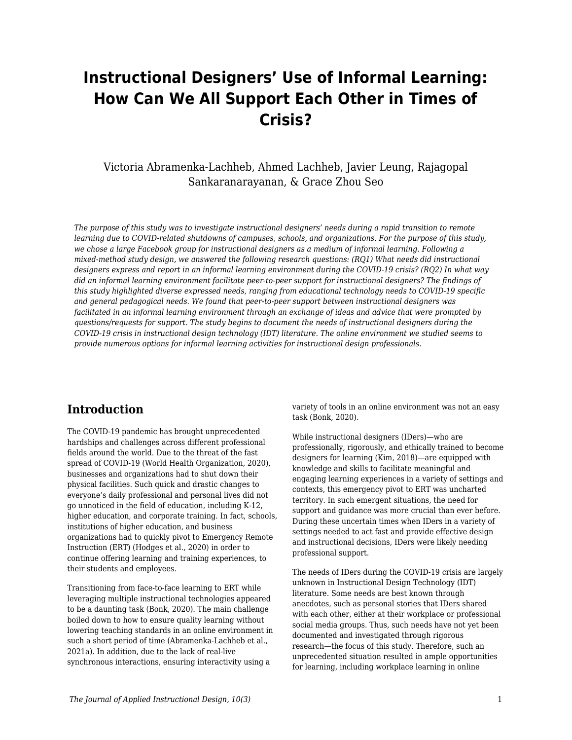# Instructional Designers' Use of Informal Learning: How Can We All Support Each Other in Times of Crisis?

Victoria Abramenka-Lachheb, Ahmed Lachheb, Javier Leung, Rajagopal Sankaranarayanan, & Grace Zhou Seo

*The purpose of this study was to investigate instructional designers' needs during a rapid transition to remote learning due to COVID-related shutdowns of campuses, schools, and organizations. For the purpose of this study, we chose a large Facebook group for instructional designers as a medium of informal learning. Following a mixed-method study design, we answered the following research questions: (RQ1) What needs did instructional designers express and report in an informal learning environment during the COVID-19 crisis? (RQ2) In what way did an informal learning environment facilitate peer-to-peer support for instructional designers? The findings of this study highlighted diverse expressed needs, ranging from educational technology needs to COVID-19 specific and general pedagogical needs. We found that peer-to-peer support between instructional designers was facilitated in an informal learning environment through an exchange of ideas and advice that were prompted by questions/requests for support. The study begins to document the needs of instructional designers during the COVID-19 crisis in instructional design technology (IDT) literature. The online environment we studied seems to provide numerous options for informal learning activities for instructional design professionals.*

## Introduction

The COVID-19 pandemic has brought unprecedented hardships and challenges across different professional fields around the world. Due to the threat of the fast spread of COVID-19 (World Health Organization, 2020), businesses and organizations had to shut down their physical facilities. Such quick and drastic changes to everyone's daily professional and personal lives did not go unnoticed in the field of education, including K-12, higher education, and corporate training. In fact, schools, institutions of higher education, and business organizations had to quickly pivot to Emergency Remote Instruction (ERT) (Hodges et al., 2020) in order to continue offering learning and training experiences, to their students and employees.

Transitioning from face-to-face learning to ERT while leveraging multiple instructional technologies appeared to be a daunting task (Bonk, 2020). The main challenge boiled down to how to ensure quality learning without lowering teaching standards in an online environment in such a short period of time (Abramenka-Lachheb et al., 2021a). In addition, due to the lack of real-live synchronous interactions, ensuring interactivity using a variety of tools in an online environment was not an easy task (Bonk, 2020).

While instructional designers (IDers)—who are professionally, rigorously, and ethically trained to become designers for learning (Kim, 2018)—are equipped with knowledge and skills to facilitate meaningful and engaging learning experiences in a variety of settings and contexts, this emergency pivot to ERT was uncharted territory. In such emergent situations, the need for support and guidance was more crucial than ever before. During these uncertain times when IDers in a variety of settings needed to act fast and provide effective design and instructional decisions, IDers were likely needing professional support.

The needs of IDers during the COVID-19 crisis are largely unknown in Instructional Design Technology (IDT) literature. Some needs are best known through anecdotes, such as personal stories that IDers shared with each other, either at their workplace or professional social media groups. Thus, such needs have not yet been documented and investigated through rigorous research—the focus of this study. Therefore, such an unprecedented situation resulted in ample opportunities for learning, including workplace learning in online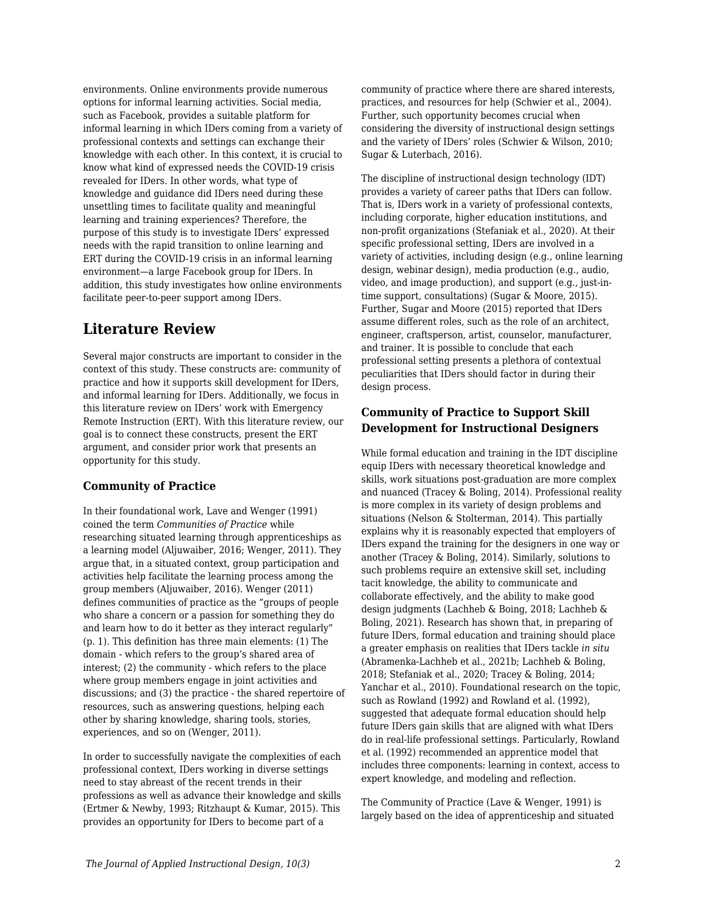environments. Online environments provide numerous options for informal learning activities. Social media, such as Facebook, provides a suitable platform for informal learning in which IDers coming from a variety of professional contexts and settings can exchange their knowledge with each other. In this context, it is crucial to know what kind of expressed needs the COVID-19 crisis revealed for IDers. In other words, what type of knowledge and guidance did IDers need during these unsettling times to facilitate quality and meaningful learning and training experiences? Therefore, the purpose of this study is to investigate IDers' expressed needs with the rapid transition to online learning and ERT during the COVID-19 crisis in an informal learning environment—a large Facebook group for IDers. In addition, this study investigates how online environments facilitate peer-to-peer support among IDers.

## Literature Review

Several major constructs are important to consider in the context of this study. These constructs are: community of practice and how it supports skill development for IDers, and informal learning for IDers. Additionally, we focus in this literature review on IDers' work with Emergency Remote Instruction (ERT). With this literature review, our goal is to connect these constructs, present the ERT argument, and consider prior work that presents an opportunity for this study.

### Community of Practice

In their foundational work, Lave and Wenger (1991) coined the term *Communities of Practice* while researching situated learning through apprenticeships as a learning model (Aljuwaiber, 2016; Wenger, 2011). They argue that, in a situated context, group participation and activities help facilitate the learning process among the group members (Aljuwaiber, 2016). Wenger (2011) defines communities of practice as the "groups of people who share a concern or a passion for something they do and learn how to do it better as they interact regularly" (p. 1). This definition has three main elements: (1) The domain - which refers to the group's shared area of interest; (2) the community - which refers to the place where group members engage in joint activities and discussions; and (3) the practice - the shared repertoire of resources, such as answering questions, helping each other by sharing knowledge, sharing tools, stories, experiences, and so on (Wenger, 2011).

In order to successfully navigate the complexities of each professional context, IDers working in diverse settings need to stay abreast of the recent trends in their professions as well as advance their knowledge and skills (Ertmer & Newby, 1993; Ritzhaupt & Kumar, 2015). This provides an opportunity for IDers to become part of a community of practice where there are shared interests, practices, and resources for help (Schwier et al., 2004). Further, such opportunity becomes crucial when considering the diversity of instructional design settings and the variety of IDers' roles (Schwier & Wilson, 2010; Sugar & Luterbach, 2016).

The discipline of instructional design technology (IDT) provides a variety of career paths that IDers can follow. That is, IDers work in a variety of professional contexts, including corporate, higher education institutions, and non-profit organizations (Stefaniak et al., 2020). At their specific professional setting, IDers are involved in a variety of activities, including design (e.g., online learning design, webinar design), media production (e.g., audio, video, and image production), and support (e.g., just-in-time support, consultations) (Sugar & Moore, 2015). Further, Sugar and Moore (2015) reported that IDers assume different roles, such as the role of an architect, engineer, craftsperson, artist, counselor, manufacturer, and trainer. It is possible to conclude that each professional setting presents a plethora of contextual peculiarities that IDers should factor in during their design process.

### Community of Practice to Support Skill Development for Instructional Designers

While formal education and training in the IDT discipline equip IDers with necessary theoretical knowledge and skills, work situations post-graduation are more complex and nuanced (Tracey & Boling, 2014). Professional reality is more complex in its variety of design problems and situations (Nelson & Stolterman, 2014). This partially explains why it is reasonably expected that employers of IDers expand the training for the designers in one way or another (Tracey & Boling, 2014). Similarly, solutions to such problems require an extensive skill set, including tacit knowledge, the ability to communicate and collaborate effectively, and the ability to make good design judgments (Lachheb & Boing, 2018; Lachheb & Boling, 2021). Research has shown that, in preparing of future IDers, formal education and training should place a greater emphasis on realities that IDers tackle *in situ* (Abramenka-Lachheb et al., 2021b; Lachheb & Boling, 2018; Stefaniak et al., 2020; Tracey & Boling, 2014; Yanchar et al., 2010). Foundational research on the topic, such as Rowland (1992) and Rowland et al. (1992), suggested that adequate formal education should help future IDers gain skills that are aligned with what IDers do in real-life professional settings. Particularly, Rowland et al. (1992) recommended an apprentice model that includes three components: learning in context, access to expert knowledge, and modeling and reflection.

The Community of Practice (Lave & Wenger, 1991) is largely based on the idea of apprenticeship and situated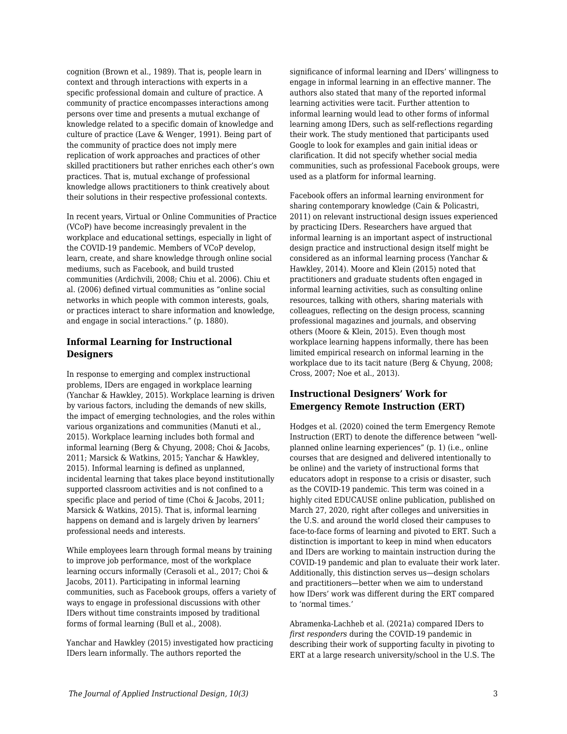cognition (Brown et al., 1989). That is, people learn in context and through interactions with experts in a specific professional domain and culture of practice. A community of practice encompasses interactions among persons over time and presents a mutual exchange of knowledge related to a specific domain of knowledge and culture of practice (Lave & Wenger, 1991). Being part of the community of practice does not imply mere replication of work approaches and practices of other skilled practitioners but rather enriches each other's own practices. That is, mutual exchange of professional knowledge allows practitioners to think creatively about their solutions in their respective professional contexts.

In recent years, Virtual or Online Communities of Practice (VCoP) have become increasingly prevalent in the workplace and educational settings, especially in light of the COVID-19 pandemic. Members of VCoP develop, learn, create, and share knowledge through online social mediums, such as Facebook, and build trusted communities (Ardichvili, 2008; Chiu et al. 2006). Chiu et al. (2006) defined virtual communities as "online social networks in which people with common interests, goals, or practices interact to share information and knowledge, and engage in social interactions." (p. 1880).

### Informal Learning for Instructional Designers

In response to emerging and complex instructional problems, IDers are engaged in workplace learning (Yanchar & Hawkley, 2015). Workplace learning is driven by various factors, including the demands of new skills, the impact of emerging technologies, and the roles within various organizations and communities (Manuti et al., 2015). Workplace learning includes both formal and informal learning (Berg & Chyung, 2008; Choi & Jacobs, 2011; Marsick & Watkins, 2015; Yanchar & Hawkley, 2015). Informal learning is defined as unplanned, incidental learning that takes place beyond institutionally supported classroom activities and is not confined to a specific place and period of time (Choi & Jacobs, 2011; Marsick & Watkins, 2015). That is, informal learning happens on demand and is largely driven by learners' professional needs and interests.

While employees learn through formal means by training to improve job performance, most of the workplace learning occurs informally (Cerasoli et al., 2017; Choi & Jacobs, 2011). Participating in informal learning communities, such as Facebook groups, offers a variety of ways to engage in professional discussions with other IDers without time constraints imposed by traditional forms of formal learning (Bull et al., 2008).

Yanchar and Hawkley (2015) investigated how practicing IDers learn informally. The authors reported the significance of informal learning and IDers' willingness to engage in informal learning in an effective manner. The authors also stated that many of the reported informal learning activities were tacit. Further attention to informal learning would lead to other forms of informal learning among IDers, such as self-reflections regarding their work. The study mentioned that participants used Google to look for examples and gain initial ideas or clarification. It did not specify whether social media communities, such as professional Facebook groups, were used as a platform for informal learning.

Facebook offers an informal learning environment for sharing contemporary knowledge (Cain & Policastri, 2011) on relevant instructional design issues experienced by practicing IDers. Researchers have argued that informal learning is an important aspect of instructional design practice and instructional design itself might be considered as an informal learning process (Yanchar & Hawkley, 2014). Moore and Klein (2015) noted that practitioners and graduate students often engaged in informal learning activities, such as consulting online resources, talking with others, sharing materials with colleagues, reflecting on the design process, scanning professional magazines and journals, and observing others (Moore & Klein, 2015). Even though most workplace learning happens informally, there has been limited empirical research on informal learning in the workplace due to its tacit nature (Berg & Chyung, 2008; Cross, 2007; Noe et al., 2013).

### Instructional Designers' Work for Emergency Remote Instruction (ERT)

Hodges et al. (2020) coined the term Emergency Remote Instruction (ERT) to denote the difference between "well-planned online learning experiences" (p. 1) (i.e., online courses that are designed and delivered intentionally to be online) and the variety of instructional forms that educators adopt in response to a crisis or disaster, such as the COVID-19 pandemic. This term was coined in a highly cited EDUCAUSE online publication, published on March 27, 2020, right after colleges and universities in the U.S. and around the world closed their campuses to face-to-face forms of learning and pivoted to ERT. Such a distinction is important to keep in mind when educators and IDers are working to maintain instruction during the COVID-19 pandemic and plan to evaluate their work later. Additionally, this distinction serves us—design scholars and practitioners—better when we aim to understand how IDers' work was different during the ERT compared to 'normal times.'

Abramenka-Lachheb et al. (2021a) compared IDers to *first responders* during the COVID-19 pandemic in describing their work of supporting faculty in pivoting to ERT at a large research university/school in the U.S. The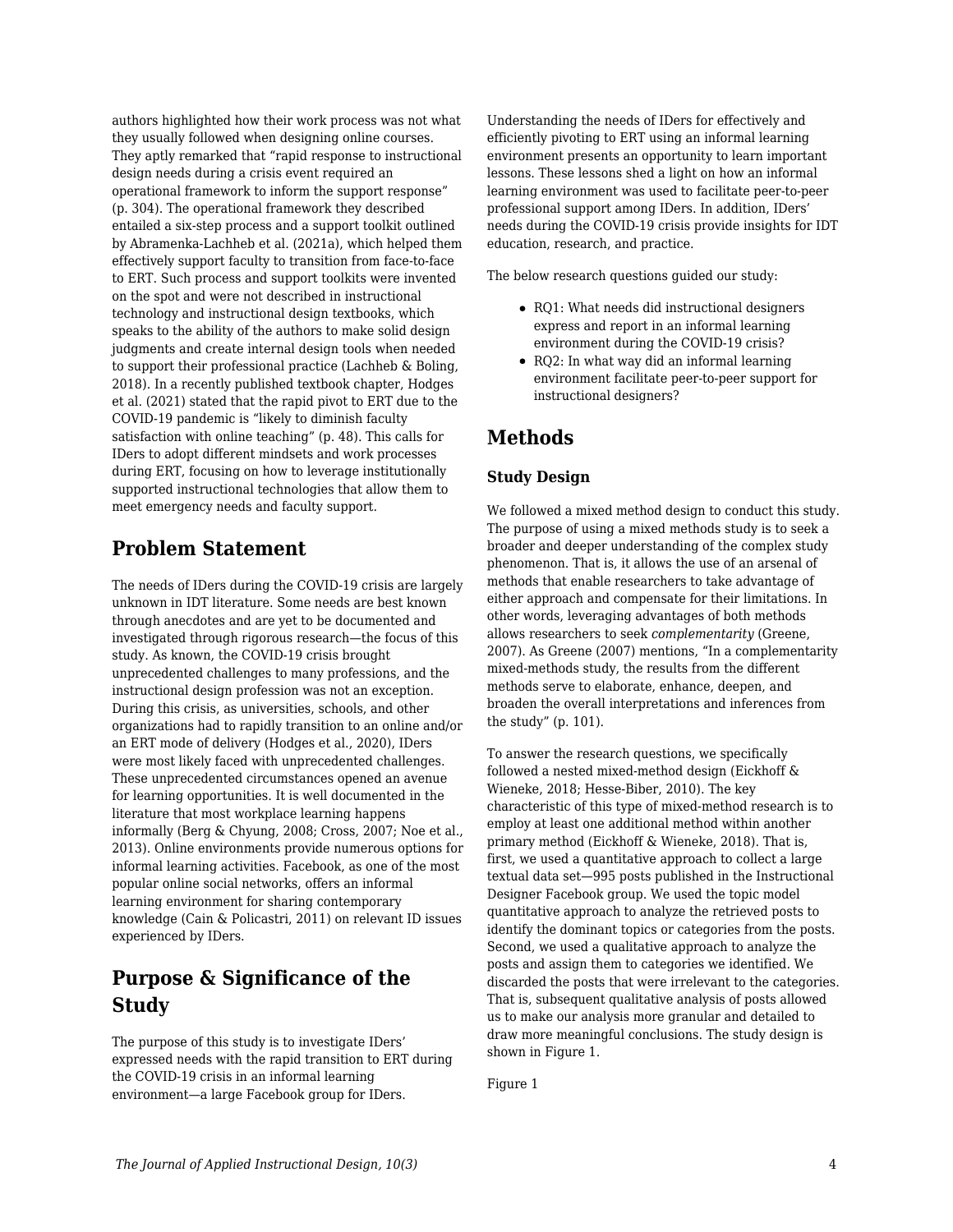authors highlighted how their work process was not what they usually followed when designing online courses. They aptly remarked that "rapid response to instructional design needs during a crisis event required an operational framework to inform the support response" (p. 304). The operational framework they described entailed a six-step process and a support toolkit outlined by Abramenka-Lachheb et al. (2021a), which helped them effectively support faculty to transition from face-to-face to ERT. Such process and support toolkits were invented on the spot and were not described in instructional technology and instructional design textbooks, which speaks to the ability of the authors to make solid design judgments and create internal design tools when needed to support their professional practice (Lachheb & Boling, 2018). In a recently published textbook chapter, Hodges et al. (2021) stated that the rapid pivot to ERT due to the COVID-19 pandemic is "likely to diminish faculty satisfaction with online teaching" (p. 48). This calls for IDers to adopt different mindsets and work processes during ERT, focusing on how to leverage institutionally supported instructional technologies that allow them to meet emergency needs and faculty support.

## Problem Statement

The needs of IDers during the COVID-19 crisis are largely unknown in IDT literature. Some needs are best known through anecdotes and are yet to be documented and investigated through rigorous research—the focus of this study. As known, the COVID-19 crisis brought unprecedented challenges to many professions, and the instructional design profession was not an exception. During this crisis, as universities, schools, and other organizations had to rapidly transition to an online and/or an ERT mode of delivery (Hodges et al., 2020), IDers were most likely faced with unprecedented challenges. These unprecedented circumstances opened an avenue for learning opportunities. It is well documented in the literature that most workplace learning happens informally (Berg & Chyung, 2008; Cross, 2007; Noe et al., 2013). Online environments provide numerous options for informal learning activities. Facebook, as one of the most popular online social networks, offers an informal learning environment for sharing contemporary knowledge (Cain & Policastri, 2011) on relevant ID issues experienced by IDers.

## Purpose & Significance of the Study

The purpose of this study is to investigate IDers' expressed needs with the rapid transition to ERT during the COVID-19 crisis in an informal learning environment—a large Facebook group for IDers.

Understanding the needs of IDers for effectively and efficiently pivoting to ERT using an informal learning environment presents an opportunity to learn important lessons. These lessons shed a light on how an informal learning environment was used to facilitate peer-to-peer professional support among IDers. In addition, IDers' needs during the COVID-19 crisis provide insights for IDT education, research, and practice.

The below research questions guided our study:

- RQ1: What needs did instructional designers express and report in an informal learning environment during the COVID-19 crisis?
- RQ2: In what way did an informal learning environment facilitate peer-to-peer support for instructional designers?

## Methods

### Study Design

We followed a mixed method design to conduct this study. The purpose of using a mixed methods study is to seek a broader and deeper understanding of the complex study phenomenon. That is, it allows the use of an arsenal of methods that enable researchers to take advantage of either approach and compensate for their limitations. In other words, leveraging advantages of both methods allows researchers to seek *complementarity* (Greene, 2007). As Greene (2007) mentions, "In a complementarity mixed-methods study, the results from the different methods serve to elaborate, enhance, deepen, and broaden the overall interpretations and inferences from the study" (p. 101).

To answer the research questions, we specifically followed a nested mixed-method design (Eickhoff & Wieneke, 2018; Hesse-Biber, 2010). The key characteristic of this type of mixed-method research is to employ at least one additional method within another primary method (Eickhoff & Wieneke, 2018). That is, first, we used a quantitative approach to collect a large textual data set—995 posts published in the Instructional Designer Facebook group. We used the topic model quantitative approach to analyze the retrieved posts to identify the dominant topics or categories from the posts. Second, we used a qualitative approach to analyze the posts and assign them to categories we identified. We discarded the posts that were irrelevant to the categories. That is, subsequent qualitative analysis of posts allowed us to make our analysis more granular and detailed to draw more meaningful conclusions. The study design is shown in Figure 1.

Figure 1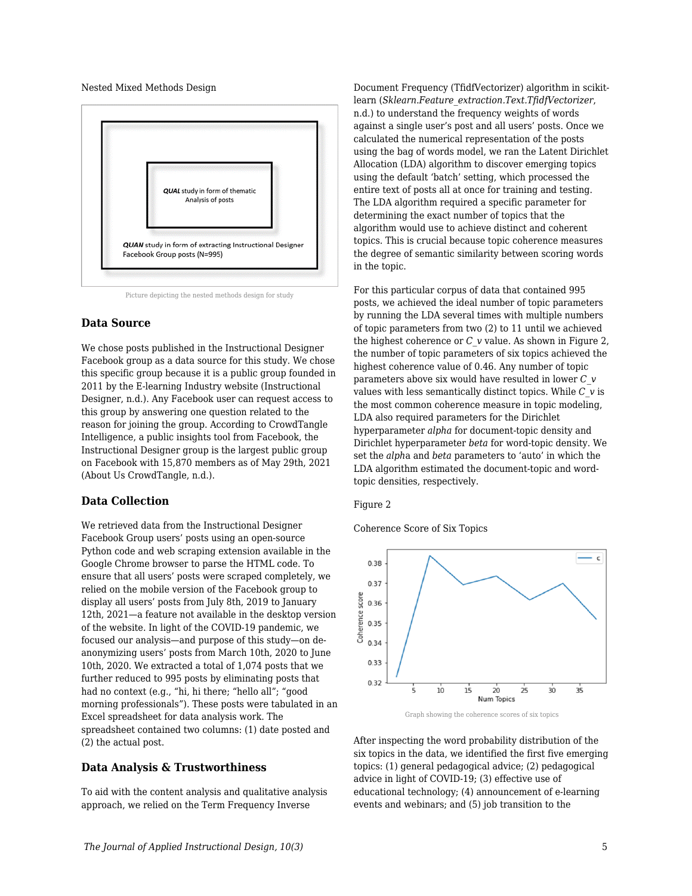Nested Mixed Methods Design

*QUAL* study in form of thematic Analysis of posts

*QUAN* study in form of extracting Instructional Designer Facebook Group posts (N=995)

Picture depicting the nested methods design for study

## Data Source

We chose posts published in the Instructional Designer Facebook group as a data source for this study. We chose this specific group because it is a public group founded in 2011 by the E-learning Industry website (Instructional Designer, n.d.). Any Facebook user can request access to this group by answering one question related to the reason for joining the group. According to CrowdTangle Intelligence, a public insights tool from Facebook, the Instructional Designer group is the largest public group on Facebook with 15,870 members as of May 29th, 2021 (About Us CrowdTangle, n.d.).

## Data Collection

We retrieved data from the Instructional Designer Facebook Group users' posts using an open-source Python code and web scraping extension available in the Google Chrome browser to parse the HTML code. To ensure that all users' posts were scraped completely, we relied on the mobile version of the Facebook group to display all users' posts from July 8th, 2019 to January 12th, 2021—a feature not available in the desktop version of the website. In light of the COVID-19 pandemic, we focused our analysis—and purpose of this study—on de-anonymizing users' posts from March 10th, 2020 to June 10th, 2020. We extracted a total of 1,074 posts that we further reduced to 995 posts by eliminating posts that had no context (e.g., "hi, hi there; "hello all"; "good morning professionals"). These posts were tabulated in an Excel spreadsheet for data analysis work. The spreadsheet contained two columns: (1) date posted and (2) the actual post.

## Data Analysis & Trustworthiness

To aid with the content analysis and qualitative analysis approach, we relied on the Term Frequency Inverse Document Frequency (TfidfVectorizer) algorithm in scikit-learn (*Sklearn.Feature_extraction.Text.TfidfVectorizer*, n.d.) to understand the frequency weights of words against a single user's post and all users' posts. Once we calculated the numerical representation of the posts using the bag of words model, we ran the Latent Dirichlet Allocation (LDA) algorithm to discover emerging topics using the default 'batch' setting, which processed the entire text of posts all at once for training and testing. The LDA algorithm required a specific parameter for determining the exact number of topics that the algorithm would use to achieve distinct and coherent topics. This is crucial because topic coherence measures the degree of semantic similarity between scoring words in the topic.

For this particular corpus of data that contained 995 posts, we achieved the ideal number of topic parameters by running the LDA several times with multiple numbers of topic parameters from two (2) to 11 until we achieved the highest coherence or *C_v* value. As shown in Figure 2, the number of topic parameters of six topics achieved the highest coherence value of 0.46. Any number of topic parameters above six would have resulted in lower *C_v* values with less semantically distinct topics. While *C_v* is the most common coherence measure in topic modeling, LDA also required parameters for the Dirichlet hyperparameter *alpha* for document-topic density and Dirichlet hyperparameter *beta* for word-topic density. We set the *alpha* and *beta* parameters to 'auto' in which the LDA algorithm estimated the document-topic and word-topic densities, respectively.

Figure 2

Coherence Score of Six Topics

Graph showing the coherence scores of six topics

After inspecting the word probability distribution of the six topics in the data, we identified the first five emerging topics: (1) general pedagogical advice; (2) pedagogical advice in light of COVID-19; (3) effective use of educational technology; (4) announcement of e-learning events and webinars; and (5) job transition to the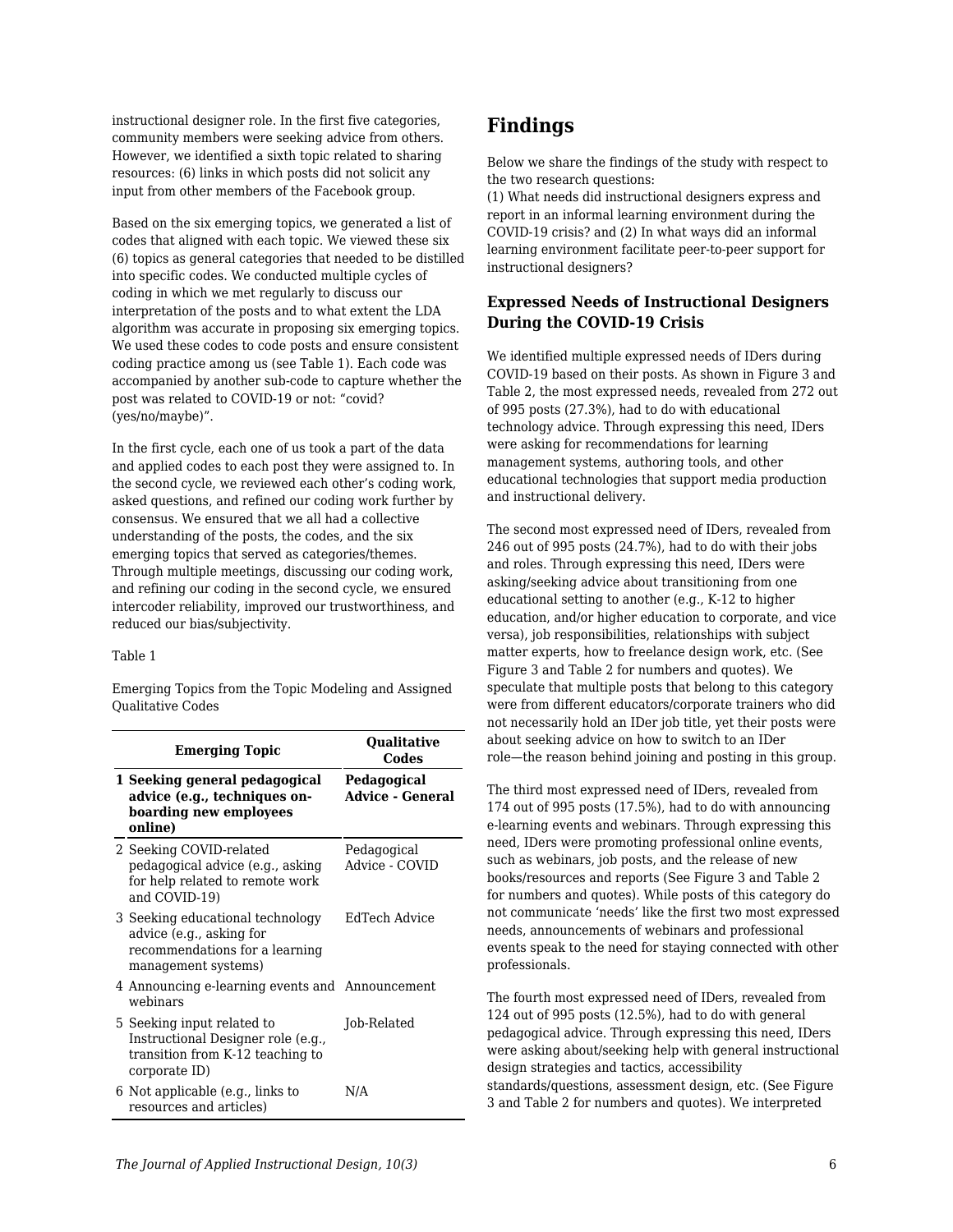instructional designer role. In the first five categories, community members were seeking advice from others. However, we identified a sixth topic related to sharing resources: (6) links in which posts did not solicit any input from other members of the Facebook group.

Based on the six emerging topics, we generated a list of codes that aligned with each topic. We viewed these six (6) topics as general categories that needed to be distilled into specific codes. We conducted multiple cycles of coding in which we met regularly to discuss our interpretation of the posts and to what extent the LDA algorithm was accurate in proposing six emerging topics. We used these codes to code posts and ensure consistent coding practice among us (see Table 1). Each code was accompanied by another sub-code to capture whether the post was related to COVID-19 or not: "covid? (yes/no/maybe)".

In the first cycle, each one of us took a part of the data and applied codes to each post they were assigned to. In the second cycle, we reviewed each other's coding work, asked questions, and refined our coding work further by consensus. We ensured that we all had a collective understanding of the posts, the codes, and the six emerging topics that served as categories/themes. Through multiple meetings, discussing our coding work, and refining our coding in the second cycle, we ensured intercoder reliability, improved our trustworthiness, and reduced our bias/subjectivity.

Table 1

Emerging Topics from the Topic Modeling and Assigned Qualitative Codes

| | Emerging Topic | Qualitative Codes |
|---|---|---|
| 1 | **Seeking general pedagogical advice (e.g., techniques on-boarding new employees online)** | **Pedagogical Advice - General** |
| 2 | Seeking COVID-related pedagogical advice (e.g., asking for help related to remote work and COVID-19) | Pedagogical Advice - COVID |
| 3 | Seeking educational technology advice (e.g., asking for recommendations for a learning management systems) | EdTech Advice |
| 4 | Announcing e-learning events and webinars | Announcement |
| 5 | Seeking input related to Instructional Designer role (e.g., transition from K-12 teaching to corporate ID) | Job-Related |
| 6 | Not applicable (e.g., links to resources and articles) | N/A |

## Findings

Below we share the findings of the study with respect to the two research questions:
(1) What needs did instructional designers express and report in an informal learning environment during the COVID-19 crisis? and (2) In what ways did an informal learning environment facilitate peer-to-peer support for instructional designers?

### Expressed Needs of Instructional Designers During the COVID-19 Crisis

We identified multiple expressed needs of IDers during COVID-19 based on their posts. As shown in Figure 3 and Table 2, the most expressed needs, revealed from 272 out of 995 posts (27.3%), had to do with educational technology advice. Through expressing this need, IDers were asking for recommendations for learning management systems, authoring tools, and other educational technologies that support media production and instructional delivery.

The second most expressed need of IDers, revealed from 246 out of 995 posts (24.7%), had to do with their jobs and roles. Through expressing this need, IDers were asking/seeking advice about transitioning from one educational setting to another (e.g., K-12 to higher education, and/or higher education to corporate, and vice versa), job responsibilities, relationships with subject matter experts, how to freelance design work, etc. (See Figure 3 and Table 2 for numbers and quotes). We speculate that multiple posts that belong to this category were from different educators/corporate trainers who did not necessarily hold an IDer job title, yet their posts were about seeking advice on how to switch to an IDer role—the reason behind joining and posting in this group.

The third most expressed need of IDers, revealed from 174 out of 995 posts (17.5%), had to do with announcing e-learning events and webinars. Through expressing this need, IDers were promoting professional online events, such as webinars, job posts, and the release of new books/resources and reports (See Figure 3 and Table 2 for numbers and quotes). While posts of this category do not communicate 'needs' like the first two most expressed needs, announcements of webinars and professional events speak to the need for staying connected with other professionals.

The fourth most expressed need of IDers, revealed from 124 out of 995 posts (12.5%), had to do with general pedagogical advice. Through expressing this need, IDers were asking about/seeking help with general instructional design strategies and tactics, accessibility standards/questions, assessment design, etc. (See Figure 3 and Table 2 for numbers and quotes). We interpreted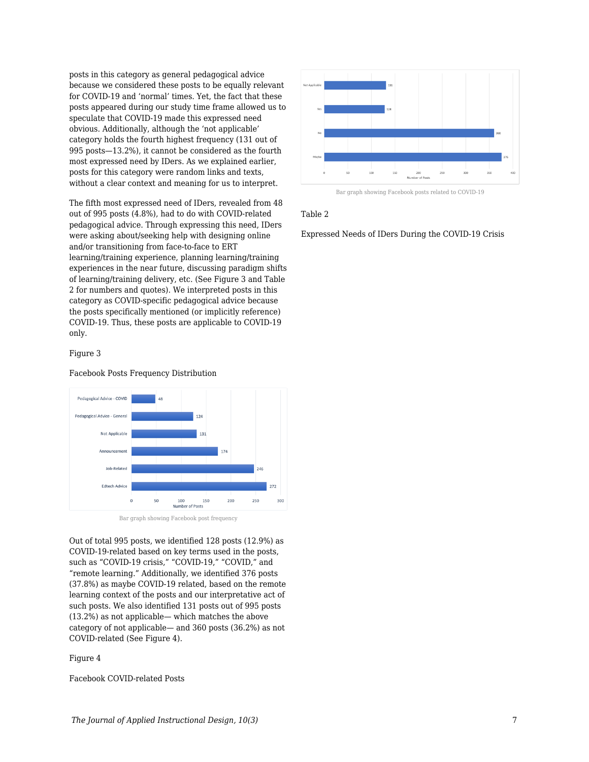posts in this category as general pedagogical advice because we considered these posts to be equally relevant for COVID-19 and 'normal' times. Yet, the fact that these posts appeared during our study time frame allowed us to speculate that COVID-19 made this expressed need obvious. Additionally, although the 'not applicable' category holds the fourth highest frequency (131 out of 995 posts—13.2%), it cannot be considered as the fourth most expressed need by IDers. As we explained earlier, posts for this category were random links and texts, without a clear context and meaning for us to interpret.

The fifth most expressed need of IDers, revealed from 48 out of 995 posts (4.8%), had to do with COVID-related pedagogical advice. Through expressing this need, IDers were asking about/seeking help with designing online and/or transitioning from face-to-face to ERT learning/training experience, planning learning/training experiences in the near future, discussing paradigm shifts of learning/training delivery, etc. (See Figure 3 and Table 2 for numbers and quotes). We interpreted posts in this category as COVID-specific pedagogical advice because the posts specifically mentioned (or implicitly reference) COVID-19. Thus, these posts are applicable to COVID-19 only.

Figure 3

Facebook Posts Frequency Distribution

Bar graph showing Facebook post frequency

Out of total 995 posts, we identified 128 posts (12.9%) as COVID-19-related based on key terms used in the posts, such as "COVID-19 crisis," "COVID-19," "COVID," and "remote learning." Additionally, we identified 376 posts (37.8%) as maybe COVID-19 related, based on the remote learning context of the posts and our interpretative act of such posts. We also identified 131 posts out of 995 posts (13.2%) as not applicable— which matches the above category of not applicable— and 360 posts (36.2%) as not COVID-related (See Figure 4).

Figure 4

Facebook COVID-related Posts

Bar graph showing Facebook posts related to COVID-19

Table 2

Expressed Needs of IDers During the COVID-19 Crisis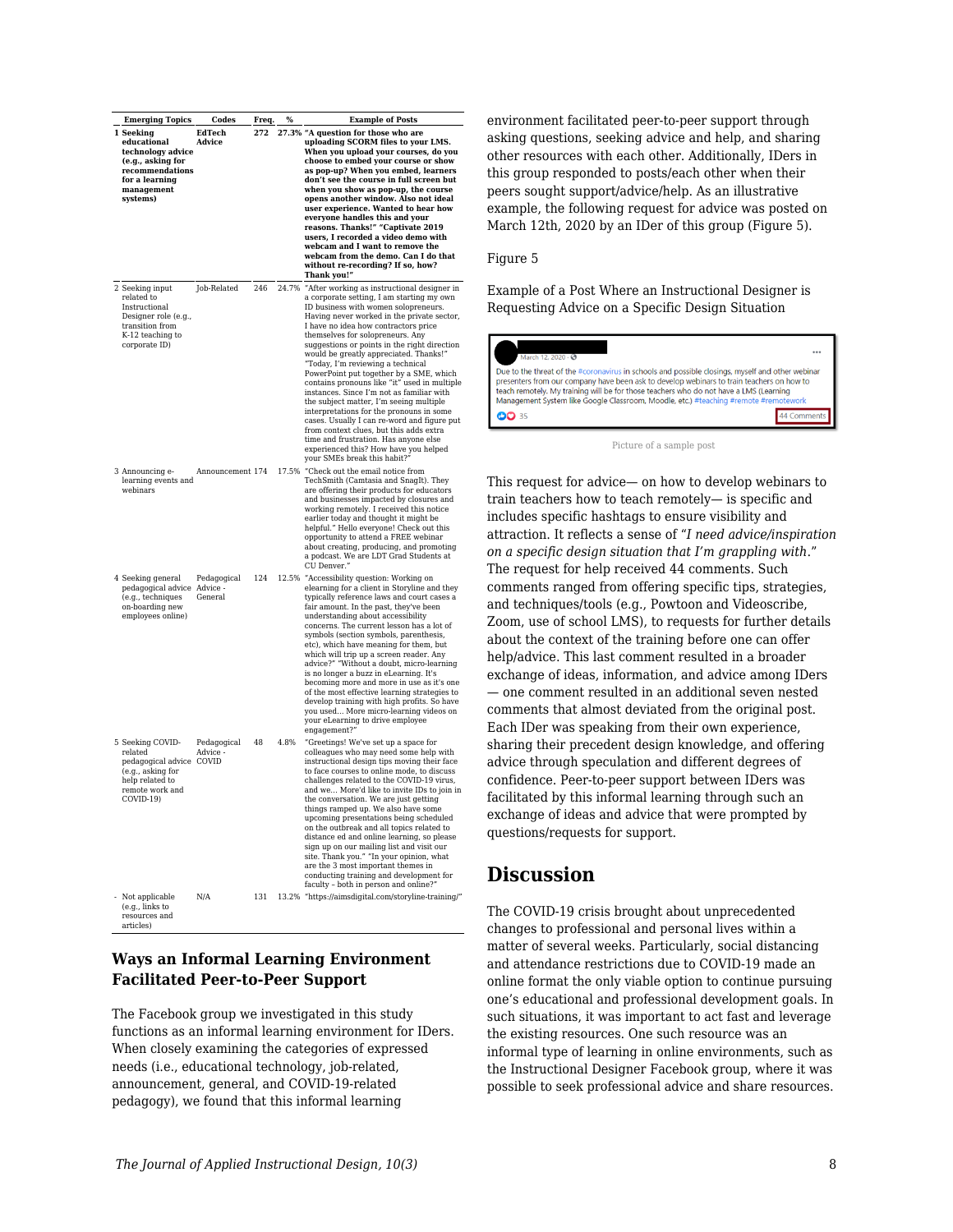| Emerging Topics | Codes | Freq. | % | Example of Posts |
|---|---|---|---|---|
| **1 Seeking educational technology advice (e.g., asking for recommendations for a learning management systems)** | **EdTech Advice** | **272** | **27.3%** | **"A question for those who are uploading SCORM files to your LMS. When you upload your courses, do you choose to embed your course or show as pop-up? When you embed, learners don't see the course in full screen but when you show as pop-up, the course opens another window. Also not ideal user experience. Wanted to hear how everyone handles this and your reasons. Thanks!" "Captivate 2019 users, I recorded a video demo with webcam and I want to remove the webcam from the demo. Can I do that without re-recording? If so, how? Thank you!"** |
| 2 Seeking input related to Instructional Designer role (e.g., transition from K-12 teaching to corporate ID) | Job-Related | 246 | 24.7% | "After working as instructional designer in a corporate setting, I am starting my own ID business with women solopreneurs. Having never worked in the private sector, I have no idea how contractors price themselves for solopreneurs. Any suggestions or points in the right direction would be greatly appreciated. Thanks!" "Today, I'm reviewing a technical PowerPoint put together by a SME, which contains pronouns like "it" used in multiple instances. Since I'm not as familiar with the subject matter, I'm seeing multiple interpretations for the pronouns in some cases. Usually I can re-word and figure put from context clues, but this adds extra time and frustration. Has anyone else experienced this? How have you helped your SMEs break this habit?" |
| 3 Announcing e-learning events and webinars | Announcement | 174 | 17.5% | "Check out the email notice from TechSmith (Camtasia and SnagIt). They are offering their products for educators and businesses impacted by closures and working remotely. I received this notice earlier today and thought it might be helpful." Hello everyone! Check out this opportunity to attend a FREE webinar about creating, producing, and promoting a podcast. We are LDT Grad Students at CU Denver." |
| 4 Seeking general pedagogical advice (e.g., techniques on-boarding new employees online) | Pedagogical Advice - General | 124 | 12.5% | "Accessibility question: Working on elearning for a client in Storyline and they typically reference laws and court cases a fair amount. In the past, they've been understanding about accessibility concerns. The current lesson has a lot of symbols (section symbols, parenthesis, etc) which have meaning for them, but which will trip up a screen reader. Any advice?" "Without a doubt, micro-learning is no longer a buzz in eLearning. It's becoming more and more in use as it's one of the most effective learning strategies to develop training with high profits. So have you used... More micro-learning videos on your eLearning to drive employee engagement?" |
| 5 Seeking COVID-related pedagogical advice (e.g., asking for help related to remote work and COVID-19) | Pedagogical Advice - COVID | 48 | 4.8% | "Greetings! We've set up a space for colleagues who may need some help with instructional design tips moving their face to face courses to online mode, to discuss challenges related to the COVID-19 virus, and we... More'd like to invite IDs to join in the conversation. We are just getting things ramped up. We also have some upcoming presentations being scheduled on the outbreak and all topics related to distance ed and online learning, so please sign up on our mailing list and visit our site. Thank you." "In your opinion, what are the 3 most important themes in conducting training and development for faculty – both in person and online?" |
| - Not applicable (e.g., links to resources and articles) | N/A | 131 | 13.2% | "https://aimsdigital.com/storyline-training/" |

### Ways an Informal Learning Environment Facilitated Peer-to-Peer Support

The Facebook group we investigated in this study functions as an informal learning environment for IDers. When closely examining the categories of expressed needs (i.e., educational technology, job-related, announcement, general, and COVID-19-related pedagogy), we found that this informal learning environment facilitated peer-to-peer support through asking questions, seeking advice and help, and sharing other resources with each other. Additionally, IDers in this group responded to posts/each other when their peers sought support/advice/help. As an illustrative example, the following request for advice was posted on March 12th, 2020 by an IDer of this group (Figure 5).

Figure 5

Example of a Post Where an Instructional Designer is Requesting Advice on a Specific Design Situation

Picture of a sample post

This request for advice— on how to develop webinars to train teachers how to teach remotely— is specific and includes specific hashtags to ensure visibility and attraction. It reflects a sense of "*I need advice/inspiration on a specific design situation that I'm grappling with*." The request for help received 44 comments. Such comments ranged from offering specific tips, strategies, and techniques/tools (e.g., Powtoon and Videoscribe, Zoom, use of school LMS), to requests for further details about the context of the training before one can offer help/advice. This last comment resulted in a broader exchange of ideas, information, and advice among IDers — one comment resulted in an additional seven nested comments that almost deviated from the original post. Each IDer was speaking from their own experience, sharing their precedent design knowledge, and offering advice through speculation and different degrees of confidence. Peer-to-peer support between IDers was facilitated by this informal learning through such an exchange of ideas and advice that were prompted by questions/requests for support.

## Discussion

The COVID-19 crisis brought about unprecedented changes to professional and personal lives within a matter of several weeks. Particularly, social distancing and attendance restrictions due to COVID-19 made an online format the only viable option to continue pursuing one's educational and professional development goals. In such situations, it was important to act fast and leverage the existing resources. One such resource was an informal type of learning in online environments, such as the Instructional Designer Facebook group, where it was possible to seek professional advice and share resources.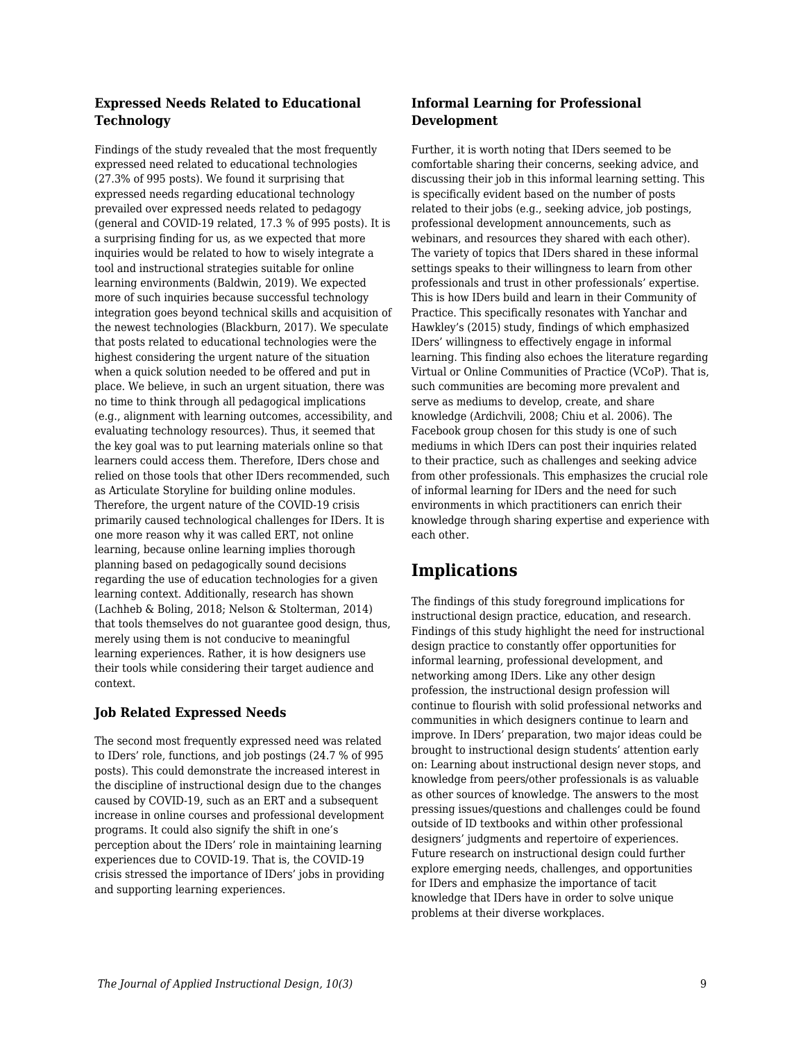### Expressed Needs Related to Educational Technology

Findings of the study revealed that the most frequently expressed need related to educational technologies (27.3% of 995 posts). We found it surprising that expressed needs regarding educational technology prevailed over expressed needs related to pedagogy (general and COVID-19 related, 17.3 % of 995 posts). It is a surprising finding for us, as we expected that more inquiries would be related to how to wisely integrate a tool and instructional strategies suitable for online learning environments (Baldwin, 2019). We expected more of such inquiries because successful technology integration goes beyond technical skills and acquisition of the newest technologies (Blackburn, 2017). We speculate that posts related to educational technologies were the highest considering the urgent nature of the situation when a quick solution needed to be offered and put in place. We believe, in such an urgent situation, there was no time to think through all pedagogical implications (e.g., alignment with learning outcomes, accessibility, and evaluating technology resources). Thus, it seemed that the key goal was to put learning materials online so that learners could access them. Therefore, IDers chose and relied on those tools that other IDers recommended, such as Articulate Storyline for building online modules. Therefore, the urgent nature of the COVID-19 crisis primarily caused technological challenges for IDers. It is one more reason why it was called ERT, not online learning, because online learning implies thorough planning based on pedagogically sound decisions regarding the use of education technologies for a given learning context. Additionally, research has shown (Lachheb & Boling, 2018; Nelson & Stolterman, 2014) that tools themselves do not guarantee good design, thus, merely using them is not conducive to meaningful learning experiences. Rather, it is how designers use their tools while considering their target audience and context.

### Job Related Expressed Needs

The second most frequently expressed need was related to IDers' role, functions, and job postings (24.7 % of 995 posts). This could demonstrate the increased interest in the discipline of instructional design due to the changes caused by COVID-19, such as an ERT and a subsequent increase in online courses and professional development programs. It could also signify the shift in one's perception about the IDers' role in maintaining learning experiences due to COVID-19. That is, the COVID-19 crisis stressed the importance of IDers' jobs in providing and supporting learning experiences.

### Informal Learning for Professional Development

Further, it is worth noting that IDers seemed to be comfortable sharing their concerns, seeking advice, and discussing their job in this informal learning setting. This is specifically evident based on the number of posts related to their jobs (e.g., seeking advice, job postings, professional development announcements, such as webinars, and resources they shared with each other). The variety of topics that IDers shared in these informal settings speaks to their willingness to learn from other professionals and trust in other professionals' expertise. This is how IDers build and learn in their Community of Practice. This specifically resonates with Yanchar and Hawkley's (2015) study, findings of which emphasized IDers' willingness to effectively engage in informal learning. This finding also echoes the literature regarding Virtual or Online Communities of Practice (VCoP). That is, such communities are becoming more prevalent and serve as mediums to develop, create, and share knowledge (Ardichvili, 2008; Chiu et al. 2006). The Facebook group chosen for this study is one of such mediums in which IDers can post their inquiries related to their practice, such as challenges and seeking advice from other professionals. This emphasizes the crucial role of informal learning for IDers and the need for such environments in which practitioners can enrich their knowledge through sharing expertise and experience with each other.

## Implications

The findings of this study foreground implications for instructional design practice, education, and research. Findings of this study highlight the need for instructional design practice to constantly offer opportunities for informal learning, professional development, and networking among IDers. Like any other design profession, the instructional design profession will continue to flourish with solid professional networks and communities in which designers continue to learn and improve. In IDers' preparation, two major ideas could be brought to instructional design students' attention early on: Learning about instructional design never stops, and knowledge from peers/other professionals is as valuable as other sources of knowledge. The answers to the most pressing issues/questions and challenges could be found outside of ID textbooks and within other professional designers' judgments and repertoire of experiences. Future research on instructional design could further explore emerging needs, challenges, and opportunities for IDers and emphasize the importance of tacit knowledge that IDers have in order to solve unique problems at their diverse workplaces.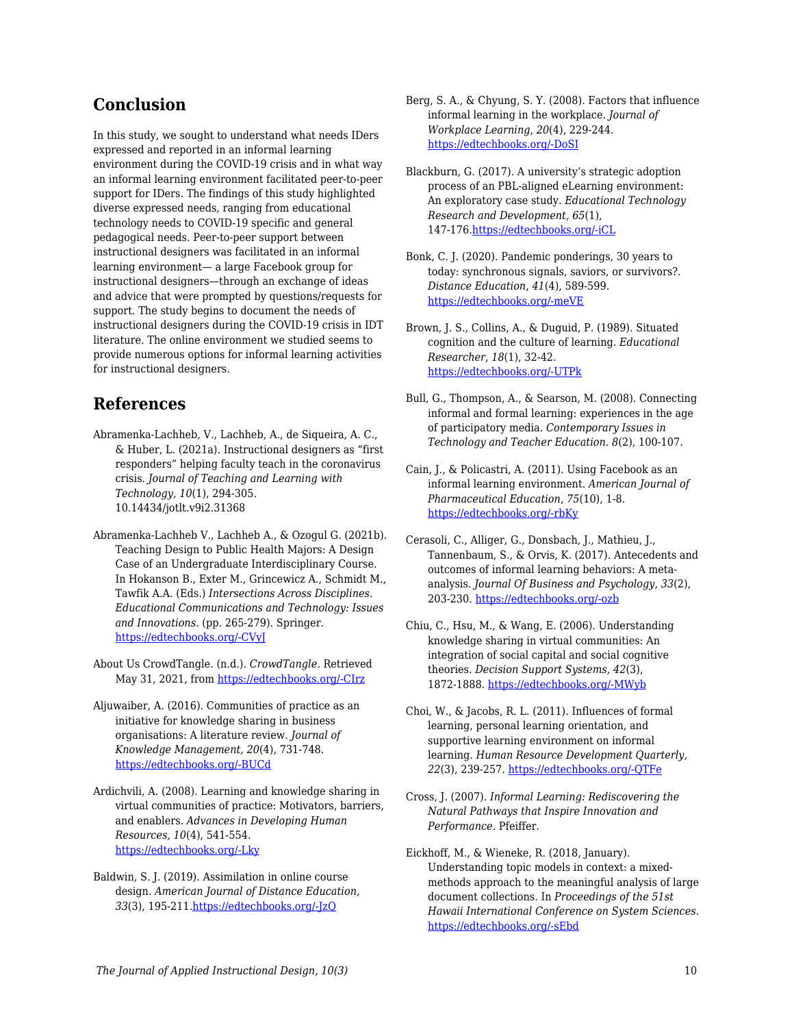## Conclusion

In this study, we sought to understand what needs IDers expressed and reported in an informal learning environment during the COVID-19 crisis and in what way an informal learning environment facilitated peer-to-peer support for IDers. The findings of this study highlighted diverse expressed needs, ranging from educational technology needs to COVID-19 specific and general pedagogical needs. Peer-to-peer support between instructional designers was facilitated in an informal learning environment— a large Facebook group for instructional designers—through an exchange of ideas and advice that were prompted by questions/requests for support. The study begins to document the needs of instructional designers during the COVID-19 crisis in IDT literature. The online environment we studied seems to provide numerous options for informal learning activities for instructional designers.

## References

Abramenka-Lachheb, V., Lachheb, A., de Siqueira, A. C., & Huber, L. (2021a). Instructional designers as "first responders" helping faculty teach in the coronavirus crisis. *Journal of Teaching and Learning with Technology, 10*(1), 294-305. 10.14434/jotlt.v9i2.31368

Abramenka-Lachheb V., Lachheb A., & Ozogul G. (2021b). Teaching Design to Public Health Majors: A Design Case of an Undergraduate Interdisciplinary Course. In Hokanson B., Exter M., Grincewicz A., Schmidt M., Tawfik A.A. (Eds.) *Intersections Across Disciplines. Educational Communications and Technology: Issues and Innovations*. (pp. 265-279). Springer. https://edtechbooks.org/-CVyJ

About Us CrowdTangle. (n.d.). *CrowdTangle*. Retrieved May 31, 2021, from https://edtechbooks.org/-CIrz

Aljuwaiber, A. (2016). Communities of practice as an initiative for knowledge sharing in business organisations: A literature review. *Journal of Knowledge Management, 20*(4), 731-748. https://edtechbooks.org/-BUCd

Ardichvili, A. (2008). Learning and knowledge sharing in virtual communities of practice: Motivators, barriers, and enablers. *Advances in Developing Human Resources, 10*(4), 541-554. https://edtechbooks.org/-Lky

Baldwin, S. J. (2019). Assimilation in online course design. *American Journal of Distance Education, 33*(3), 195-211.https://edtechbooks.org/-JzQ

Berg, S. A., & Chyung, S. Y. (2008). Factors that influence informal learning in the workplace. *Journal of Workplace Learning*, *20*(4), 229-244. https://edtechbooks.org/-DoSI

Blackburn, G. (2017). A university's strategic adoption process of an PBL-aligned eLearning environment: An exploratory case study. *Educational Technology Research and Development, 65*(1), 147-176.https://edtechbooks.org/-iCL

Bonk, C. J. (2020). Pandemic ponderings, 30 years to today: synchronous signals, saviors, or survivors?. *Distance Education*, *41*(4), 589-599. https://edtechbooks.org/-meVE

Brown, J. S., Collins, A., & Duguid, P. (1989). Situated cognition and the culture of learning. *Educational Researcher*, *18*(1), 32-42. https://edtechbooks.org/-UTPk

Bull, G., Thompson, A., & Searson, M. (2008). Connecting informal and formal learning: experiences in the age of participatory media. *Contemporary Issues in Technology and Teacher Education*. *8*(2), 100-107.

Cain, J., & Policastri, A. (2011). Using Facebook as an informal learning environment. *American Journal of Pharmaceutical Education*, *75*(10), 1-8. https://edtechbooks.org/-rbKy

Cerasoli, C., Alliger, G., Donsbach, J., Mathieu, J., Tannenbaum, S., & Orvis, K. (2017). Antecedents and outcomes of informal learning behaviors: A meta-analysis. *Journal Of Business and Psychology*, *33*(2), 203-230. https://edtechbooks.org/-ozb

Chiu, C., Hsu, M., & Wang, E. (2006). Understanding knowledge sharing in virtual communities: An integration of social capital and social cognitive theories. *Decision Support Systems, 42*(3), 1872-1888. https://edtechbooks.org/-MWyb

Choi, W., & Jacobs, R. L. (2011). Influences of formal learning, personal learning orientation, and supportive learning environment on informal learning. *Human Resource Development Quarterly, 22*(3), 239-257. https://edtechbooks.org/-QTFe

Cross, J. (2007). *Informal Learning: Rediscovering the Natural Pathways that Inspire Innovation and Performance*. Pfeiffer.

Eickhoff, M., & Wieneke, R. (2018, January). Understanding topic models in context: a mixed-methods approach to the meaningful analysis of large document collections. In *Proceedings of the 51st Hawaii International Conference on System Sciences.* https://edtechbooks.org/-sEbd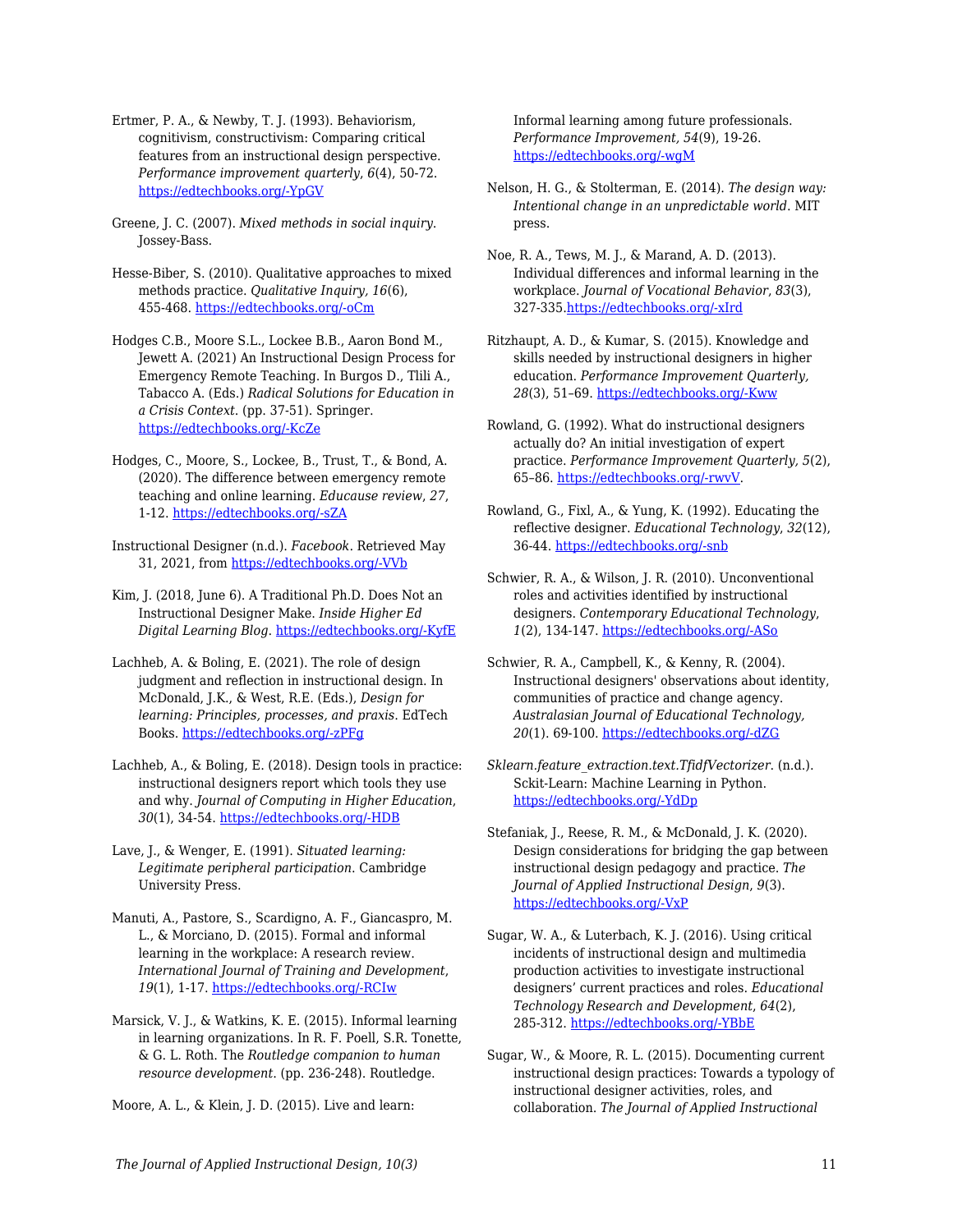Ertmer, P. A., & Newby, T. J. (1993). Behaviorism, cognitivism, constructivism: Comparing critical features from an instructional design perspective. *Performance improvement quarterly*, *6*(4), 50-72. https://edtechbooks.org/-YpGV

Greene, J. C. (2007). *Mixed methods in social inquiry*. Jossey-Bass.

Hesse-Biber, S. (2010). Qualitative approaches to mixed methods practice. *Qualitative Inquiry, 16*(6), 455-468. https://edtechbooks.org/-oCm

Hodges C.B., Moore S.L., Lockee B.B., Aaron Bond M., Jewett A. (2021) An Instructional Design Process for Emergency Remote Teaching. In Burgos D., Tlili A., Tabacco A. (Eds.) *Radical Solutions for Education in a Crisis Context*. (pp. 37-51). Springer. https://edtechbooks.org/-KcZe

Hodges, C., Moore, S., Lockee, B., Trust, T., & Bond, A. (2020). The difference between emergency remote teaching and online learning. *Educause review*, *27*, 1-12. https://edtechbooks.org/-sZA

Instructional Designer (n.d.). *Facebook*. Retrieved May 31, 2021, from https://edtechbooks.org/-VVb

Kim, J. (2018, June 6). A Traditional Ph.D. Does Not an Instructional Designer Make. *Inside Higher Ed Digital Learning Blog*. https://edtechbooks.org/-KyfE

Lachheb, A. & Boling, E. (2021). The role of design judgment and reflection in instructional design. In McDonald, J.K., & West, R.E. (Eds.), *Design for learning: Principles, processes, and praxis*. EdTech Books. https://edtechbooks.org/-zPFg

Lachheb, A., & Boling, E. (2018). Design tools in practice: instructional designers report which tools they use and why. *Journal of Computing in Higher Education*, *30*(1), 34-54. https://edtechbooks.org/-HDB

Lave, J., & Wenger, E. (1991). *Situated learning: Legitimate peripheral participation*. Cambridge University Press.

Manuti, A., Pastore, S., Scardigno, A. F., Giancaspro, M. L., & Morciano, D. (2015). Formal and informal learning in the workplace: A research review. *International Journal of Training and Development*, *19*(1), 1-17. https://edtechbooks.org/-RCIw

Marsick, V. J., & Watkins, K. E. (2015). Informal learning in learning organizations. In R. F. Poell, S.R. Tonette, & G. L. Roth. The *Routledge companion to human resource development*. (pp. 236-248). Routledge.

Moore, A. L., & Klein, J. D. (2015). Live and learn: Informal learning among future professionals. *Performance Improvement, 54*(9), 19-26. https://edtechbooks.org/-wgM

Nelson, H. G., & Stolterman, E. (2014). *The design way: Intentional change in an unpredictable world*. MIT press.

Noe, R. A., Tews, M. J., & Marand, A. D. (2013). Individual differences and informal learning in the workplace. *Journal of Vocational Behavior*, *83*(3), 327-335.https://edtechbooks.org/-xIrd

Ritzhaupt, A. D., & Kumar, S. (2015). Knowledge and skills needed by instructional designers in higher education. *Performance Improvement Quarterly, 28*(3), 51–69. https://edtechbooks.org/-Kww

Rowland, G. (1992). What do instructional designers actually do? An initial investigation of expert practice. *Performance Improvement Quarterly, 5*(2), 65–86. https://edtechbooks.org/-rwvV.

Rowland, G., Fixl, A., & Yung, K. (1992). Educating the reflective designer. *Educational Technology*, *32*(12), 36-44. https://edtechbooks.org/-snb

Schwier, R. A., & Wilson, J. R. (2010). Unconventional roles and activities identified by instructional designers. *Contemporary Educational Technology*, *1*(2), 134-147. https://edtechbooks.org/-ASo

Schwier, R. A., Campbell, K., & Kenny, R. (2004). Instructional designers' observations about identity, communities of practice and change agency. *Australasian Journal of Educational Technology, 20*(1). 69-100. https://edtechbooks.org/-dZG

*Sklearn.feature_extraction.text.TfidfVectorizer*. (n.d.). Sckit-Learn: Machine Learning in Python. https://edtechbooks.org/-YdDp

Stefaniak, J., Reese, R. M., & McDonald, J. K. (2020). Design considerations for bridging the gap between instructional design pedagogy and practice. *The Journal of Applied Instructional Design*, *9*(3). https://edtechbooks.org/-VxP

Sugar, W. A., & Luterbach, K. J. (2016). Using critical incidents of instructional design and multimedia production activities to investigate instructional designers' current practices and roles. *Educational Technology Research and Development*, *64*(2), 285-312. https://edtechbooks.org/-YBbE

Sugar, W., & Moore, R. L. (2015). Documenting current instructional design practices: Towards a typology of instructional designer activities, roles, and collaboration. *The Journal of Applied Instructional*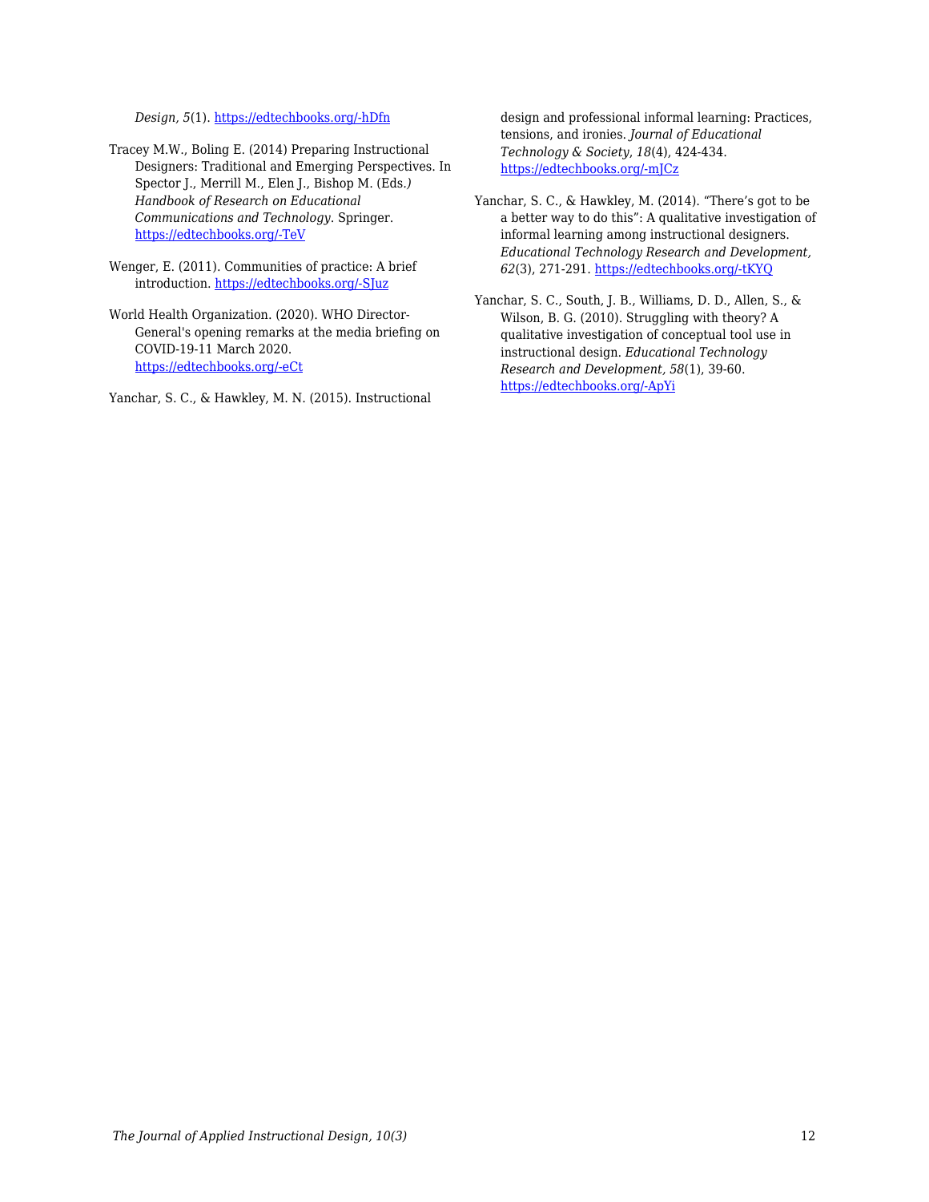*Design, 5*(1). https://edtechbooks.org/-hDfn

Tracey M.W., Boling E. (2014) Preparing Instructional Designers: Traditional and Emerging Perspectives. In Spector J., Merrill M., Elen J., Bishop M. (Eds.) *Handbook of Research on Educational Communications and Technology*. Springer. https://edtechbooks.org/-TeV

Wenger, E. (2011). Communities of practice: A brief introduction. https://edtechbooks.org/-SJuz

World Health Organization. (2020). WHO Director-General's opening remarks at the media briefing on COVID-19-11 March 2020. https://edtechbooks.org/-eCt

Yanchar, S. C., & Hawkley, M. N. (2015). Instructional design and professional informal learning: Practices, tensions, and ironies. *Journal of Educational Technology & Society*, *18*(4), 424-434. https://edtechbooks.org/-mJCz

Yanchar, S. C., & Hawkley, M. (2014). "There's got to be a better way to do this": A qualitative investigation of informal learning among instructional designers. *Educational Technology Research and Development, 62*(3), 271-291. https://edtechbooks.org/-tKYQ

Yanchar, S. C., South, J. B., Williams, D. D., Allen, S., & Wilson, B. G. (2010). Struggling with theory? A qualitative investigation of conceptual tool use in instructional design. *Educational Technology Research and Development, 58*(1), 39-60. https://edtechbooks.org/-ApYi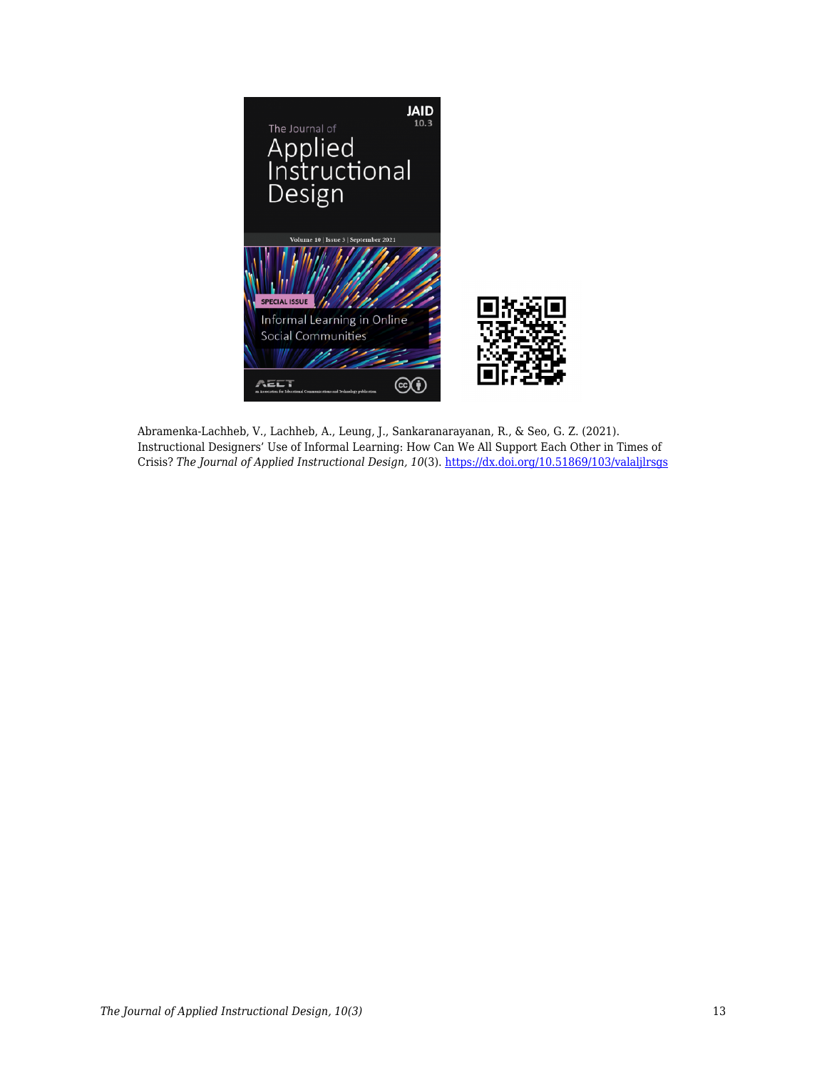Abramenka-Lachheb, V., Lachheb, A., Leung, J., Sankaranarayanan, R., & Seo, G. Z. (2021). Instructional Designers' Use of Informal Learning: How Can We All Support Each Other in Times of Crisis? *The Journal of Applied Instructional Design, 10*(3). https://dx.doi.org/10.51869/103/valaljlrsgs